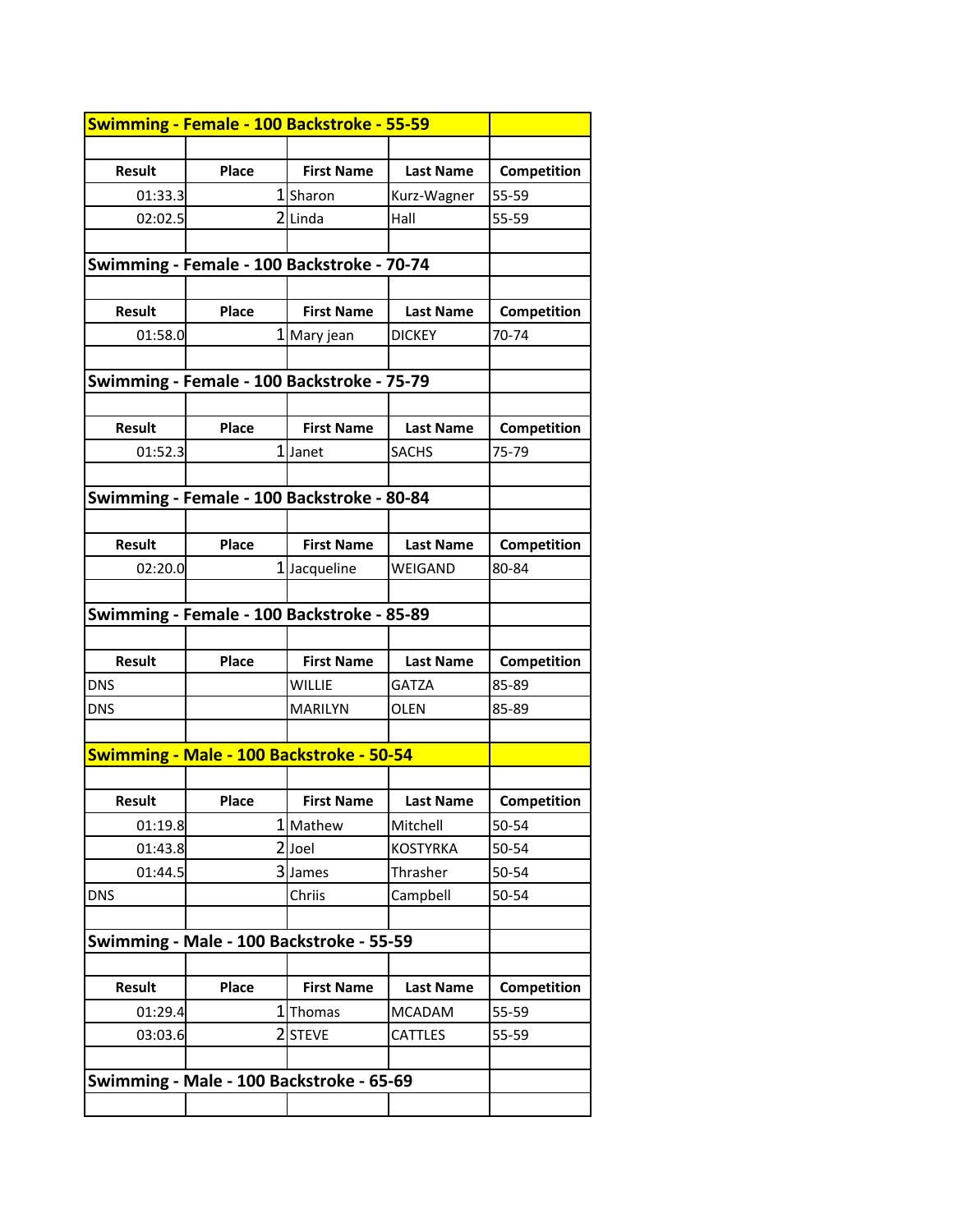## Swimming - Female - 100 Backstroke - 55-59

| Result | Place | First Name | Last Name | Competition |
|---|---|---|---|---|
| 01:33.3 | 1 | Sharon | Kurz-Wagner | 55-59 |
| 02:02.5 | 2 | Linda | Hall | 55-59 |

## Swimming - Female - 100 Backstroke - 70-74

| Result | Place | First Name | Last Name | Competition |
|---|---|---|---|---|
| 01:58.0 | 1 | Mary jean | DICKEY | 70-74 |

## Swimming - Female - 100 Backstroke - 75-79

| Result | Place | First Name | Last Name | Competition |
|---|---|---|---|---|
| 01:52.3 | 1 | Janet | SACHS | 75-79 |

## Swimming - Female - 100 Backstroke - 80-84

| Result | Place | First Name | Last Name | Competition |
|---|---|---|---|---|
| 02:20.0 | 1 | Jacqueline | WEIGAND | 80-84 |

## Swimming - Female - 100 Backstroke - 85-89

| Result | Place | First Name | Last Name | Competition |
|---|---|---|---|---|
| DNS | | WILLIE | GATZA | 85-89 |
| DNS | | MARILYN | OLEN | 85-89 |

## Swimming - Male - 100 Backstroke - 50-54

| Result | Place | First Name | Last Name | Competition |
|---|---|---|---|---|
| 01:19.8 | 1 | Mathew | Mitchell | 50-54 |
| 01:43.8 | 2 | Joel | KOSTYRKA | 50-54 |
| 01:44.5 | 3 | James | Thrasher | 50-54 |
| DNS | | Chriis | Campbell | 50-54 |

## Swimming - Male - 100 Backstroke - 55-59

| Result | Place | First Name | Last Name | Competition |
|---|---|---|---|---|
| 01:29.4 | 1 | Thomas | MCADAM | 55-59 |
| 03:03.6 | 2 | STEVE | CATTLES | 55-59 |

## Swimming - Male - 100 Backstroke - 65-69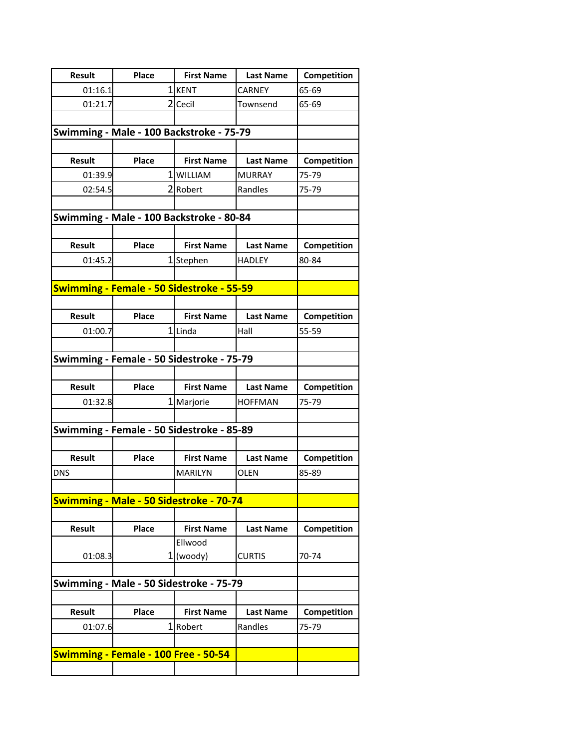| Result | Place | First Name | Last Name | Competition |
|---|---|---|---|---|
| 01:16.1 | 1 | KENT | CARNEY | 65-69 |
| 01:21.7 | 2 | Cecil | Townsend | 65-69 |

**Swimming - Male - 100 Backstroke - 75-79**

| Result | Place | First Name | Last Name | Competition |
|---|---|---|---|---|
| 01:39.9 | 1 | WILLIAM | MURRAY | 75-79 |
| 02:54.5 | 2 | Robert | Randles | 75-79 |

**Swimming - Male - 100 Backstroke - 80-84**

| Result | Place | First Name | Last Name | Competition |
|---|---|---|---|---|
| 01:45.2 | 1 | Stephen | HADLEY | 80-84 |

**Swimming - Female - 50 Sidestroke - 55-59**

| Result | Place | First Name | Last Name | Competition |
|---|---|---|---|---|
| 01:00.7 | 1 | Linda | Hall | 55-59 |

**Swimming - Female - 50 Sidestroke - 75-79**

| Result | Place | First Name | Last Name | Competition |
|---|---|---|---|---|
| 01:32.8 | 1 | Marjorie | HOFFMAN | 75-79 |

**Swimming - Female - 50 Sidestroke - 85-89**

| Result | Place | First Name | Last Name | Competition |
|---|---|---|---|---|
| DNS | | MARILYN | OLEN | 85-89 |

**Swimming - Male - 50 Sidestroke - 70-74**

| Result | Place | First Name | Last Name | Competition |
|---|---|---|---|---|
| 01:08.3 | 1 | Ellwood (woody) | CURTIS | 70-74 |

**Swimming - Male - 50 Sidestroke - 75-79**

| Result | Place | First Name | Last Name | Competition |
|---|---|---|---|---|
| 01:07.6 | 1 | Robert | Randles | 75-79 |

**Swimming - Female - 100 Free - 50-54**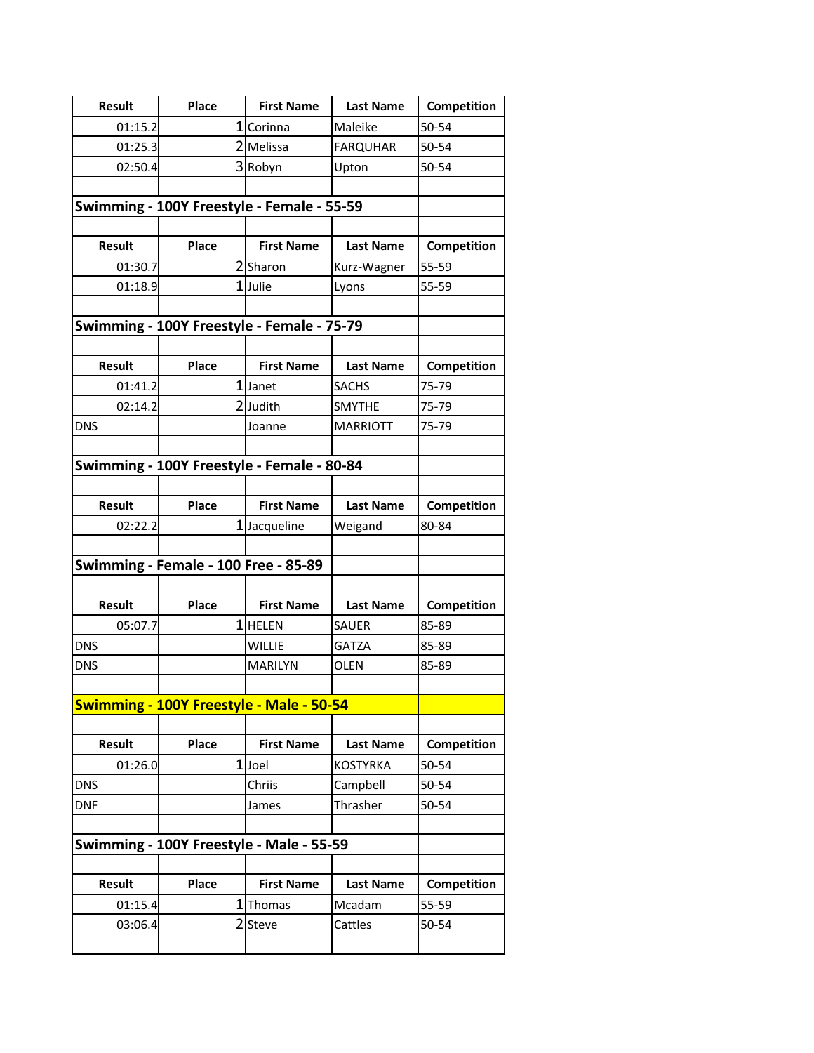| Result | Place | First Name | Last Name | Competition |
|---|---|---|---|---|
| 01:15.2 | 1 | Corinna | Maleike | 50-54 |
| 01:25.3 | 2 | Melissa | FARQUHAR | 50-54 |
| 02:50.4 | 3 | Robyn | Upton | 50-54 |

## Swimming - 100Y Freestyle - Female - 55-59

| Result | Place | First Name | Last Name | Competition |
|---|---|---|---|---|
| 01:30.7 | 2 | Sharon | Kurz-Wagner | 55-59 |
| 01:18.9 | 1 | Julie | Lyons | 55-59 |

## Swimming - 100Y Freestyle - Female - 75-79

| Result | Place | First Name | Last Name | Competition |
|---|---|---|---|---|
| 01:41.2 | 1 | Janet | SACHS | 75-79 |
| 02:14.2 | 2 | Judith | SMYTHE | 75-79 |
| DNS | | Joanne | MARRIOTT | 75-79 |

## Swimming - 100Y Freestyle - Female - 80-84

| Result | Place | First Name | Last Name | Competition |
|---|---|---|---|---|
| 02:22.2 | 1 | Jacqueline | Weigand | 80-84 |

## Swimming - Female - 100 Free - 85-89

| Result | Place | First Name | Last Name | Competition |
|---|---|---|---|---|
| 05:07.7 | 1 | HELEN | SAUER | 85-89 |
| DNS | | WILLIE | GATZA | 85-89 |
| DNS | | MARILYN | OLEN | 85-89 |

## Swimming - 100Y Freestyle - Male - 50-54

| Result | Place | First Name | Last Name | Competition |
|---|---|---|---|---|
| 01:26.0 | 1 | Joel | KOSTYRKA | 50-54 |
| DNS | | Chriis | Campbell | 50-54 |
| DNF | | James | Thrasher | 50-54 |

## Swimming - 100Y Freestyle - Male - 55-59

| Result | Place | First Name | Last Name | Competition |
|---|---|---|---|---|
| 01:15.4 | 1 | Thomas | Mcadam | 55-59 |
| 03:06.4 | 2 | Steve | Cattles | 50-54 |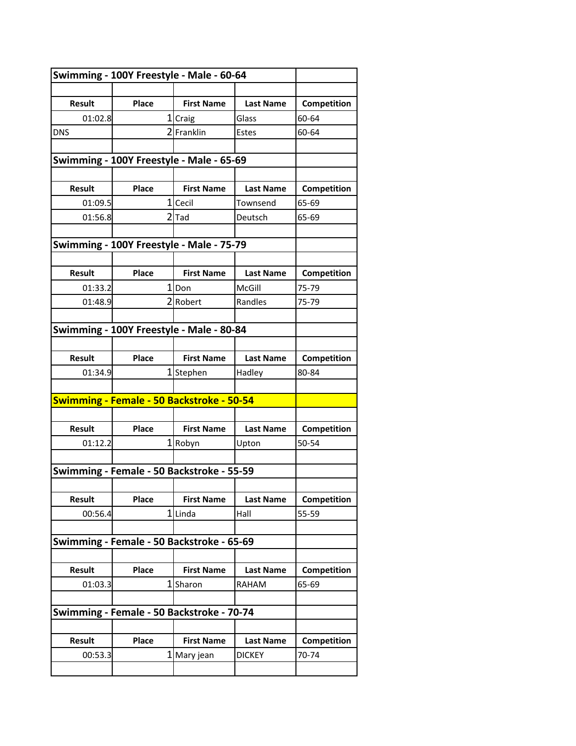## Swimming - 100Y Freestyle - Male - 60-64

| Result | Place | First Name | Last Name | Competition |
|---|---|---|---|---|
| 01:02.8 | 1 | Craig | Glass | 60-64 |
| DNS | 2 | Franklin | Estes | 60-64 |

## Swimming - 100Y Freestyle - Male - 65-69

| Result | Place | First Name | Last Name | Competition |
|---|---|---|---|---|
| 01:09.5 | 1 | Cecil | Townsend | 65-69 |
| 01:56.8 | 2 | Tad | Deutsch | 65-69 |

## Swimming - 100Y Freestyle - Male - 75-79

| Result | Place | First Name | Last Name | Competition |
|---|---|---|---|---|
| 01:33.2 | 1 | Don | McGill | 75-79 |
| 01:48.9 | 2 | Robert | Randles | 75-79 |

## Swimming - 100Y Freestyle - Male - 80-84

| Result | Place | First Name | Last Name | Competition |
|---|---|---|---|---|
| 01:34.9 | 1 | Stephen | Hadley | 80-84 |

## Swimming - Female - 50 Backstroke - 50-54

| Result | Place | First Name | Last Name | Competition |
|---|---|---|---|---|
| 01:12.2 | 1 | Robyn | Upton | 50-54 |

## Swimming - Female - 50 Backstroke - 55-59

| Result | Place | First Name | Last Name | Competition |
|---|---|---|---|---|
| 00:56.4 | 1 | Linda | Hall | 55-59 |

## Swimming - Female - 50 Backstroke - 65-69

| Result | Place | First Name | Last Name | Competition |
|---|---|---|---|---|
| 01:03.3 | 1 | Sharon | RAHAM | 65-69 |

## Swimming - Female - 50 Backstroke - 70-74

| Result | Place | First Name | Last Name | Competition |
|---|---|---|---|---|
| 00:53.3 | 1 | Mary jean | DICKEY | 70-74 |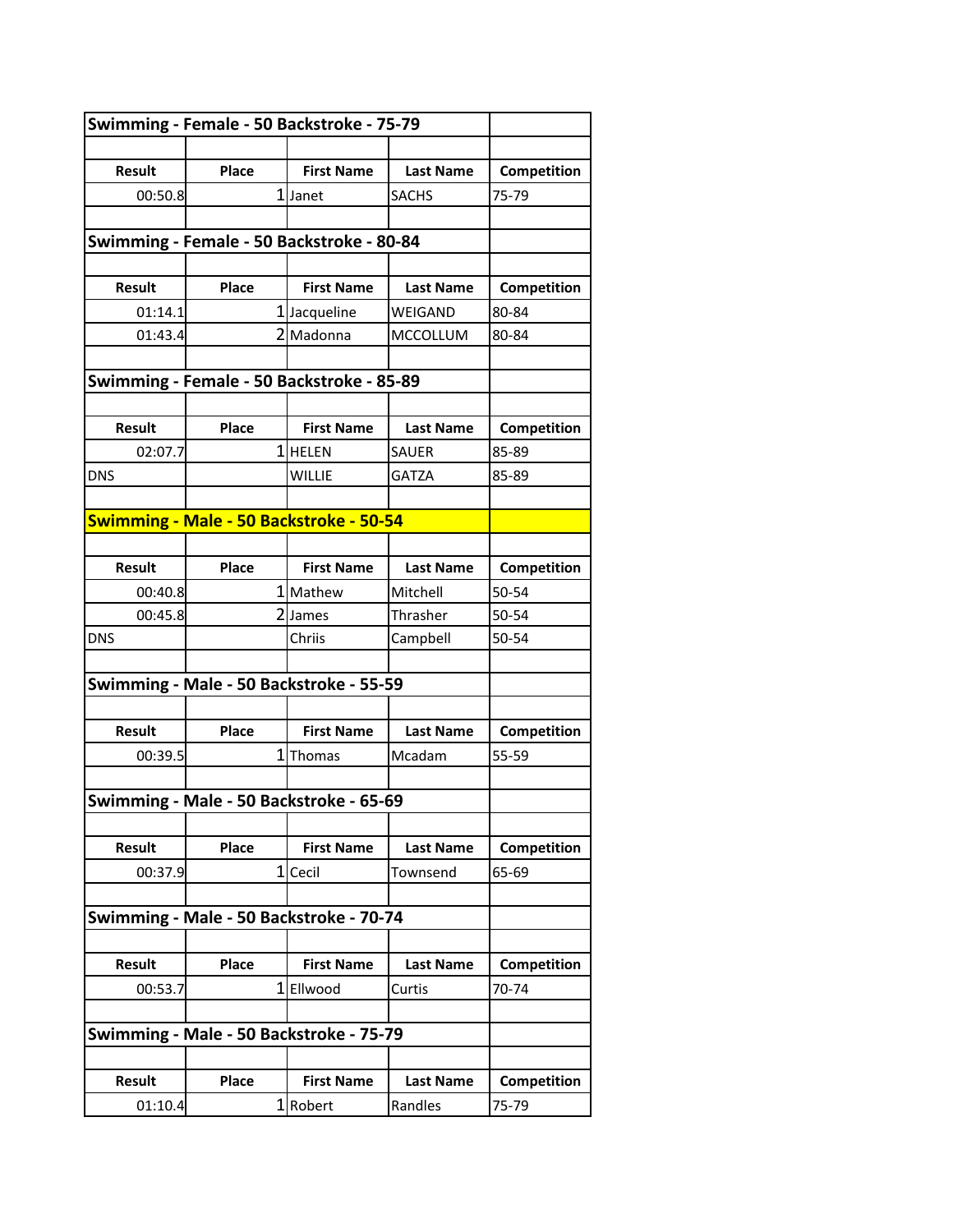## Swimming - Female - 50 Backstroke - 75-79

| Result | Place | First Name | Last Name | Competition |
|---|---|---|---|---|
| 00:50.8 | 1 | Janet | SACHS | 75-79 |

## Swimming - Female - 50 Backstroke - 80-84

| Result | Place | First Name | Last Name | Competition |
|---|---|---|---|---|
| 01:14.1 | 1 | Jacqueline | WEIGAND | 80-84 |
| 01:43.4 | 2 | Madonna | MCCOLLUM | 80-84 |

## Swimming - Female - 50 Backstroke - 85-89

| Result | Place | First Name | Last Name | Competition |
|---|---|---|---|---|
| 02:07.7 | 1 | HELEN | SAUER | 85-89 |
| DNS | | WILLIE | GATZA | 85-89 |

## Swimming - Male - 50 Backstroke - 50-54

| Result | Place | First Name | Last Name | Competition |
|---|---|---|---|---|
| 00:40.8 | 1 | Mathew | Mitchell | 50-54 |
| 00:45.8 | 2 | James | Thrasher | 50-54 |
| DNS | | Chriis | Campbell | 50-54 |

## Swimming - Male - 50 Backstroke - 55-59

| Result | Place | First Name | Last Name | Competition |
|---|---|---|---|---|
| 00:39.5 | 1 | Thomas | Mcadam | 55-59 |

## Swimming - Male - 50 Backstroke - 65-69

| Result | Place | First Name | Last Name | Competition |
|---|---|---|---|---|
| 00:37.9 | 1 | Cecil | Townsend | 65-69 |

## Swimming - Male - 50 Backstroke - 70-74

| Result | Place | First Name | Last Name | Competition |
|---|---|---|---|---|
| 00:53.7 | 1 | Ellwood | Curtis | 70-74 |

## Swimming - Male - 50 Backstroke - 75-79

| Result | Place | First Name | Last Name | Competition |
|---|---|---|---|---|
| 01:10.4 | 1 | Robert | Randles | 75-79 |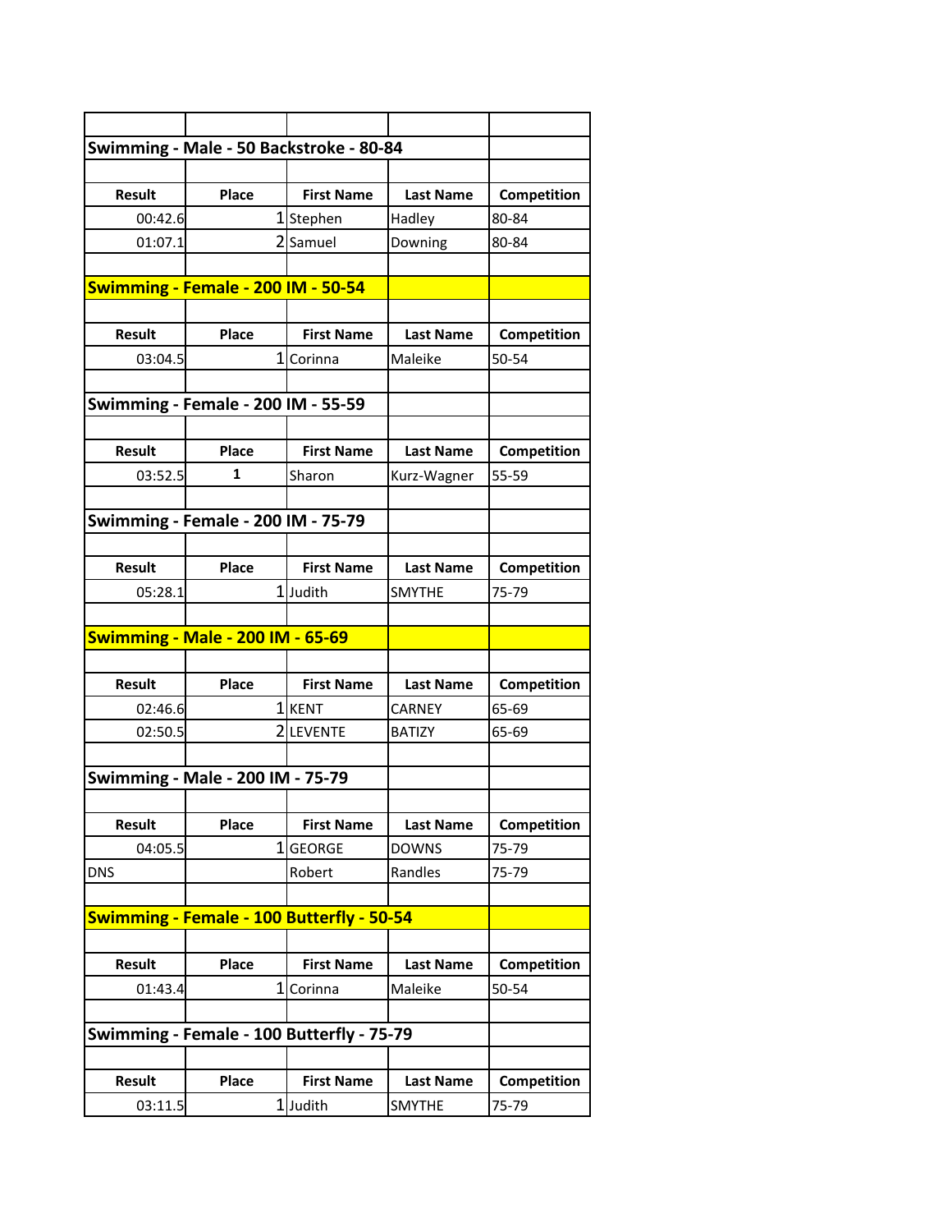## Swimming - Male - 50 Backstroke - 80-84

| Result | Place | First Name | Last Name | Competition |
|---|---|---|---|---|
| 00:42.6 | 1 | Stephen | Hadley | 80-84 |
| 01:07.1 | 2 | Samuel | Downing | 80-84 |

## Swimming - Female - 200 IM - 50-54

| Result | Place | First Name | Last Name | Competition |
|---|---|---|---|---|
| 03:04.5 | 1 | Corinna | Maleike | 50-54 |

## Swimming - Female - 200 IM - 55-59

| Result | Place | First Name | Last Name | Competition |
|---|---|---|---|---|
| 03:52.5 | 1 | Sharon | Kurz-Wagner | 55-59 |

## Swimming - Female - 200 IM - 75-79

| Result | Place | First Name | Last Name | Competition |
|---|---|---|---|---|
| 05:28.1 | 1 | Judith | SMYTHE | 75-79 |

## Swimming - Male - 200 IM - 65-69

| Result | Place | First Name | Last Name | Competition |
|---|---|---|---|---|
| 02:46.6 | 1 | KENT | CARNEY | 65-69 |
| 02:50.5 | 2 | LEVENTE | BATIZY | 65-69 |

## Swimming - Male - 200 IM - 75-79

| Result | Place | First Name | Last Name | Competition |
|---|---|---|---|---|
| 04:05.5 | 1 | GEORGE | DOWNS | 75-79 |
| DNS | | Robert | Randles | 75-79 |

## Swimming - Female - 100 Butterfly - 50-54

| Result | Place | First Name | Last Name | Competition |
|---|---|---|---|---|
| 01:43.4 | 1 | Corinna | Maleike | 50-54 |

## Swimming - Female - 100 Butterfly - 75-79

| Result | Place | First Name | Last Name | Competition |
|---|---|---|---|---|
| 03:11.5 | 1 | Judith | SMYTHE | 75-79 |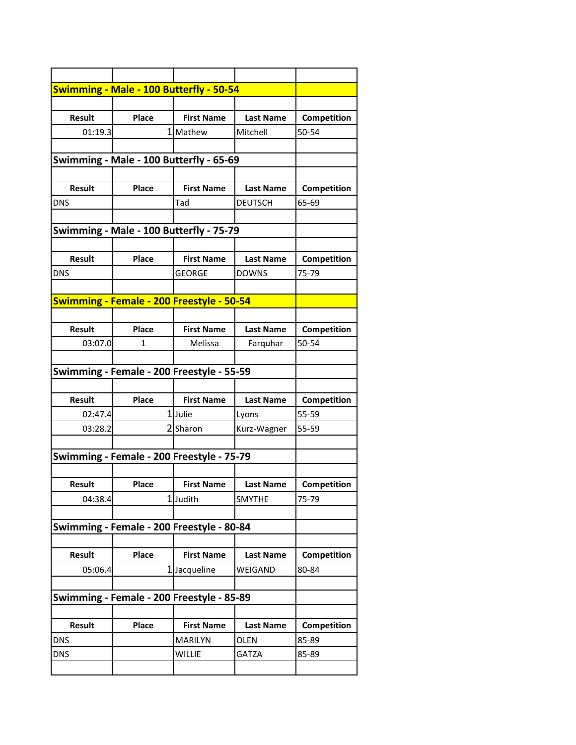## Swimming - Male - 100 Butterfly - 50-54

| Result | Place | First Name | Last Name | Competition |
|---|---|---|---|---|
| 01:19.3 | 1 | Mathew | Mitchell | 50-54 |

## Swimming - Male - 100 Butterfly - 65-69

| Result | Place | First Name | Last Name | Competition |
|---|---|---|---|---|
| DNS | | Tad | DEUTSCH | 65-69 |

## Swimming - Male - 100 Butterfly - 75-79

| Result | Place | First Name | Last Name | Competition |
|---|---|---|---|---|
| DNS | | GEORGE | DOWNS | 75-79 |

## Swimming - Female - 200 Freestyle - 50-54

| Result | Place | First Name | Last Name | Competition |
|---|---|---|---|---|
| 03:07.0 | 1 | Melissa | Farquhar | 50-54 |

## Swimming - Female - 200 Freestyle - 55-59

| Result | Place | First Name | Last Name | Competition |
|---|---|---|---|---|
| 02:47.4 | 1 | Julie | Lyons | 55-59 |
| 03:28.2 | 2 | Sharon | Kurz-Wagner | 55-59 |

## Swimming - Female - 200 Freestyle - 75-79

| Result | Place | First Name | Last Name | Competition |
|---|---|---|---|---|
| 04:38.4 | 1 | Judith | SMYTHE | 75-79 |

## Swimming - Female - 200 Freestyle - 80-84

| Result | Place | First Name | Last Name | Competition |
|---|---|---|---|---|
| 05:06.4 | 1 | Jacqueline | WEIGAND | 80-84 |

## Swimming - Female - 200 Freestyle - 85-89

| Result | Place | First Name | Last Name | Competition |
|---|---|---|---|---|
| DNS | | MARILYN | OLEN | 85-89 |
| DNS | | WILLIE | GATZA | 85-89 |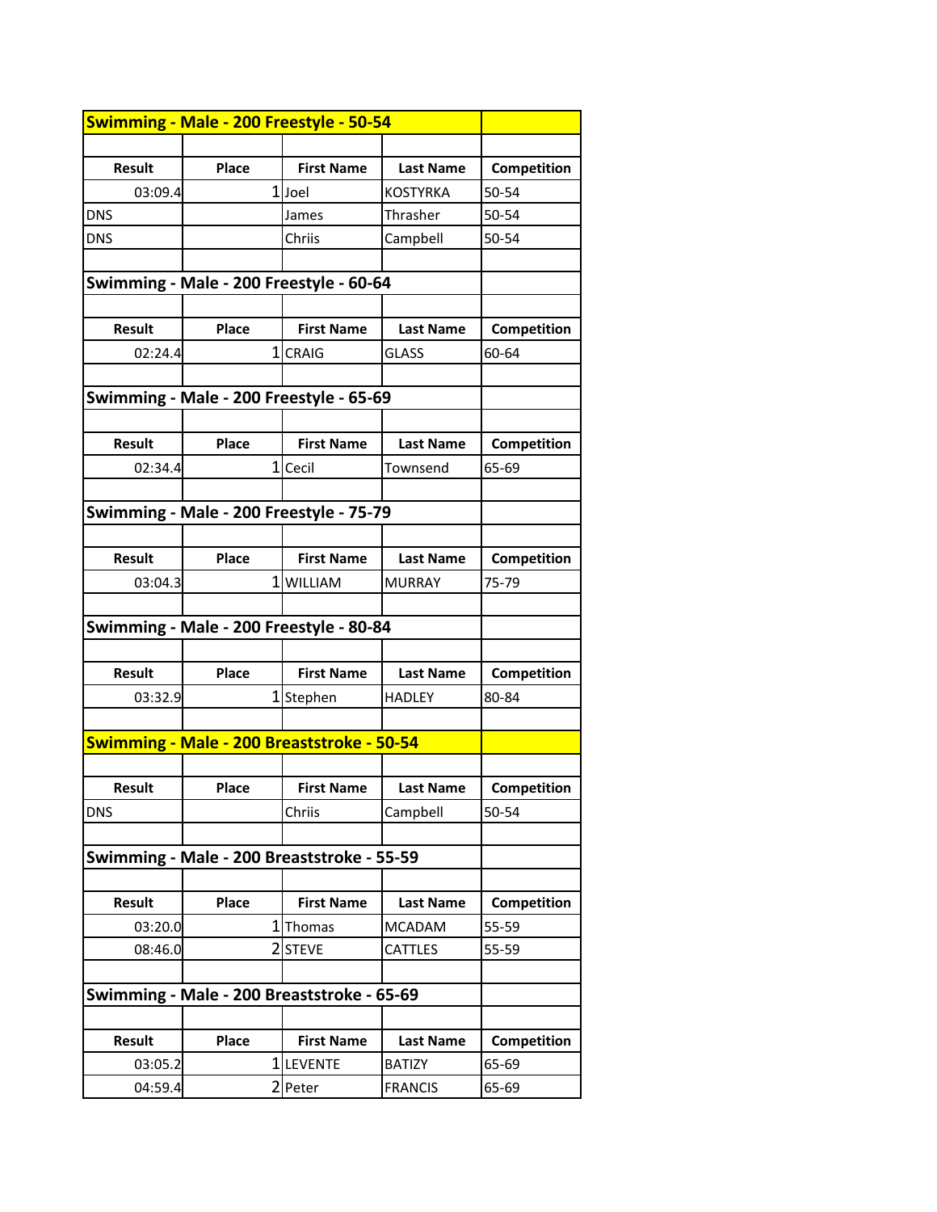## Swimming - Male - 200 Freestyle - 50-54

| Result | Place | First Name | Last Name | Competition |
|---|---|---|---|---|
| 03:09.4 | 1 | Joel | KOSTYRKA | 50-54 |
| DNS | | James | Thrasher | 50-54 |
| DNS | | Chriis | Campbell | 50-54 |

## Swimming - Male - 200 Freestyle - 60-64

| Result | Place | First Name | Last Name | Competition |
|---|---|---|---|---|
| 02:24.4 | 1 | CRAIG | GLASS | 60-64 |

## Swimming - Male - 200 Freestyle - 65-69

| Result | Place | First Name | Last Name | Competition |
|---|---|---|---|---|
| 02:34.4 | 1 | Cecil | Townsend | 65-69 |

## Swimming - Male - 200 Freestyle - 75-79

| Result | Place | First Name | Last Name | Competition |
|---|---|---|---|---|
| 03:04.3 | 1 | WILLIAM | MURRAY | 75-79 |

## Swimming - Male - 200 Freestyle - 80-84

| Result | Place | First Name | Last Name | Competition |
|---|---|---|---|---|
| 03:32.9 | 1 | Stephen | HADLEY | 80-84 |

## Swimming - Male - 200 Breaststroke - 50-54

| Result | Place | First Name | Last Name | Competition |
|---|---|---|---|---|
| DNS | | Chriis | Campbell | 50-54 |

## Swimming - Male - 200 Breaststroke - 55-59

| Result | Place | First Name | Last Name | Competition |
|---|---|---|---|---|
| 03:20.0 | 1 | Thomas | MCADAM | 55-59 |
| 08:46.0 | 2 | STEVE | CATTLES | 55-59 |

## Swimming - Male - 200 Breaststroke - 65-69

| Result | Place | First Name | Last Name | Competition |
|---|---|---|---|---|
| 03:05.2 | 1 | LEVENTE | BATIZY | 65-69 |
| 04:59.4 | 2 | Peter | FRANCIS | 65-69 |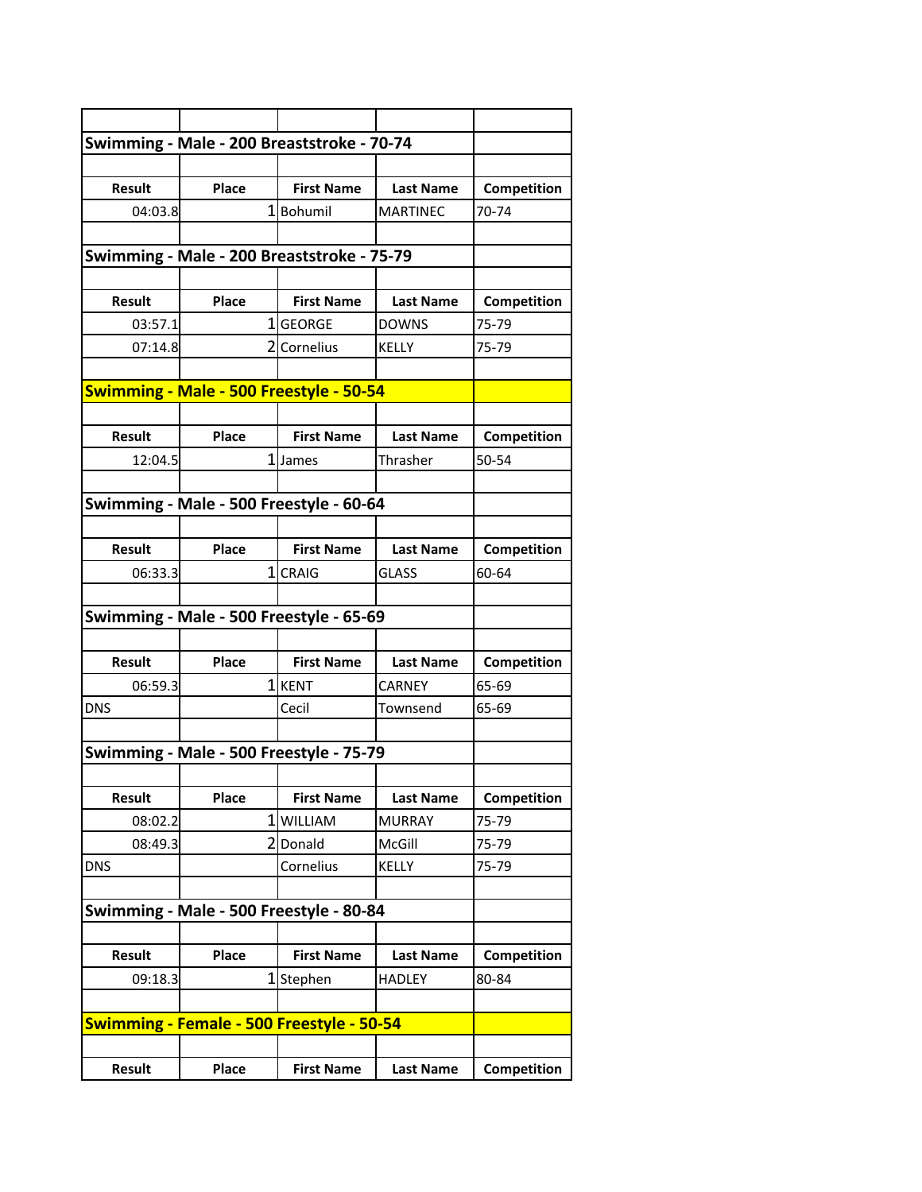## Swimming - Male - 200 Breaststroke - 70-74

| Result | Place | First Name | Last Name | Competition |
|---|---|---|---|---|
| 04:03.8 | 1 | Bohumil | MARTINEC | 70-74 |

## Swimming - Male - 200 Breaststroke - 75-79

| Result | Place | First Name | Last Name | Competition |
|---|---|---|---|---|
| 03:57.1 | 1 | GEORGE | DOWNS | 75-79 |
| 07:14.8 | 2 | Cornelius | KELLY | 75-79 |

## Swimming - Male - 500 Freestyle - 50-54

| Result | Place | First Name | Last Name | Competition |
|---|---|---|---|---|
| 12:04.5 | 1 | James | Thrasher | 50-54 |

## Swimming - Male - 500 Freestyle - 60-64

| Result | Place | First Name | Last Name | Competition |
|---|---|---|---|---|
| 06:33.3 | 1 | CRAIG | GLASS | 60-64 |

## Swimming - Male - 500 Freestyle - 65-69

| Result | Place | First Name | Last Name | Competition |
|---|---|---|---|---|
| 06:59.3 | 1 | KENT | CARNEY | 65-69 |
| DNS | | Cecil | Townsend | 65-69 |

## Swimming - Male - 500 Freestyle - 75-79

| Result | Place | First Name | Last Name | Competition |
|---|---|---|---|---|
| 08:02.2 | 1 | WILLIAM | MURRAY | 75-79 |
| 08:49.3 | 2 | Donald | McGill | 75-79 |
| DNS | | Cornelius | KELLY | 75-79 |

## Swimming - Male - 500 Freestyle - 80-84

| Result | Place | First Name | Last Name | Competition |
|---|---|---|---|---|
| 09:18.3 | 1 | Stephen | HADLEY | 80-84 |

## Swimming - Female - 500 Freestyle - 50-54

| Result | Place | First Name | Last Name | Competition |
|---|---|---|---|---|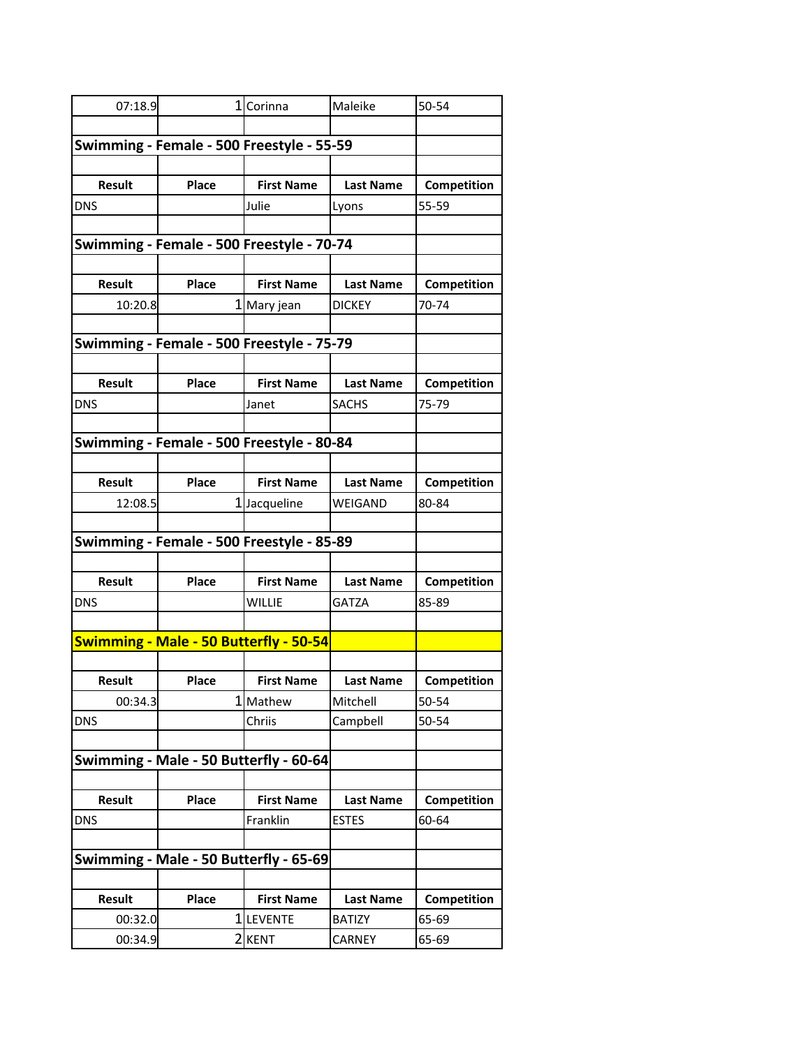| | | | | |
|---|---|---|---|---|
| 07:18.9 | 1 | Corinna | Maleike | 50-54 |

### Swimming - Female - 500 Freestyle - 55-59

| Result | Place | First Name | Last Name | Competition |
|---|---|---|---|---|
| DNS | | Julie | Lyons | 55-59 |

### Swimming - Female - 500 Freestyle - 70-74

| Result | Place | First Name | Last Name | Competition |
|---|---|---|---|---|
| 10:20.8 | 1 | Mary jean | DICKEY | 70-74 |

### Swimming - Female - 500 Freestyle - 75-79

| Result | Place | First Name | Last Name | Competition |
|---|---|---|---|---|
| DNS | | Janet | SACHS | 75-79 |

### Swimming - Female - 500 Freestyle - 80-84

| Result | Place | First Name | Last Name | Competition |
|---|---|---|---|---|
| 12:08.5 | 1 | Jacqueline | WEIGAND | 80-84 |

### Swimming - Female - 500 Freestyle - 85-89

| Result | Place | First Name | Last Name | Competition |
|---|---|---|---|---|
| DNS | | WILLIE | GATZA | 85-89 |

### Swimming - Male - 50 Butterfly - 50-54

| Result | Place | First Name | Last Name | Competition |
|---|---|---|---|---|
| 00:34.3 | 1 | Mathew | Mitchell | 50-54 |
| DNS | | Chriis | Campbell | 50-54 |

### Swimming - Male - 50 Butterfly - 60-64

| Result | Place | First Name | Last Name | Competition |
|---|---|---|---|---|
| DNS | | Franklin | ESTES | 60-64 |

### Swimming - Male - 50 Butterfly - 65-69

| Result | Place | First Name | Last Name | Competition |
|---|---|---|---|---|
| 00:32.0 | 1 | LEVENTE | BATIZY | 65-69 |
| 00:34.9 | 2 | KENT | CARNEY | 65-69 |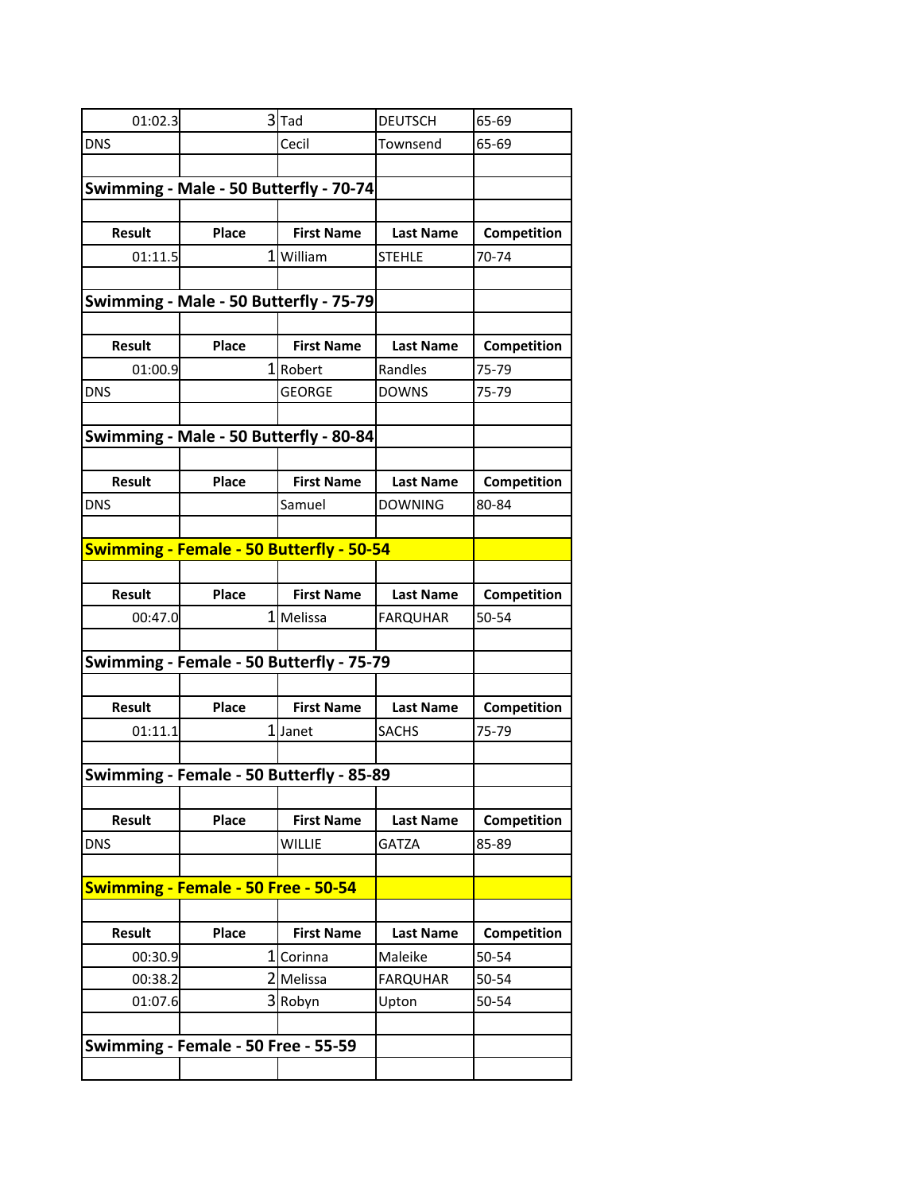| | | | | |
|---|---|---|---|---|
| 01:02.3 | 3 | Tad | DEUTSCH | 65-69 |
| DNS | | Cecil | Townsend | 65-69 |

## Swimming - Male - 50 Butterfly - 70-74

| Result | Place | First Name | Last Name | Competition |
|---|---|---|---|---|
| 01:11.5 | 1 | William | STEHLE | 70-74 |

## Swimming - Male - 50 Butterfly - 75-79

| Result | Place | First Name | Last Name | Competition |
|---|---|---|---|---|
| 01:00.9 | 1 | Robert | Randles | 75-79 |
| DNS | | GEORGE | DOWNS | 75-79 |

## Swimming - Male - 50 Butterfly - 80-84

| Result | Place | First Name | Last Name | Competition |
|---|---|---|---|---|
| DNS | | Samuel | DOWNING | 80-84 |

## Swimming - Female - 50 Butterfly - 50-54

| Result | Place | First Name | Last Name | Competition |
|---|---|---|---|---|
| 00:47.0 | 1 | Melissa | FARQUHAR | 50-54 |

## Swimming - Female - 50 Butterfly - 75-79

| Result | Place | First Name | Last Name | Competition |
|---|---|---|---|---|
| 01:11.1 | 1 | Janet | SACHS | 75-79 |

## Swimming - Female - 50 Butterfly - 85-89

| Result | Place | First Name | Last Name | Competition |
|---|---|---|---|---|
| DNS | | WILLIE | GATZA | 85-89 |

## Swimming - Female - 50 Free - 50-54

| Result | Place | First Name | Last Name | Competition |
|---|---|---|---|---|
| 00:30.9 | 1 | Corinna | Maleike | 50-54 |
| 00:38.2 | 2 | Melissa | FARQUHAR | 50-54 |
| 01:07.6 | 3 | Robyn | Upton | 50-54 |

## Swimming - Female - 50 Free - 55-59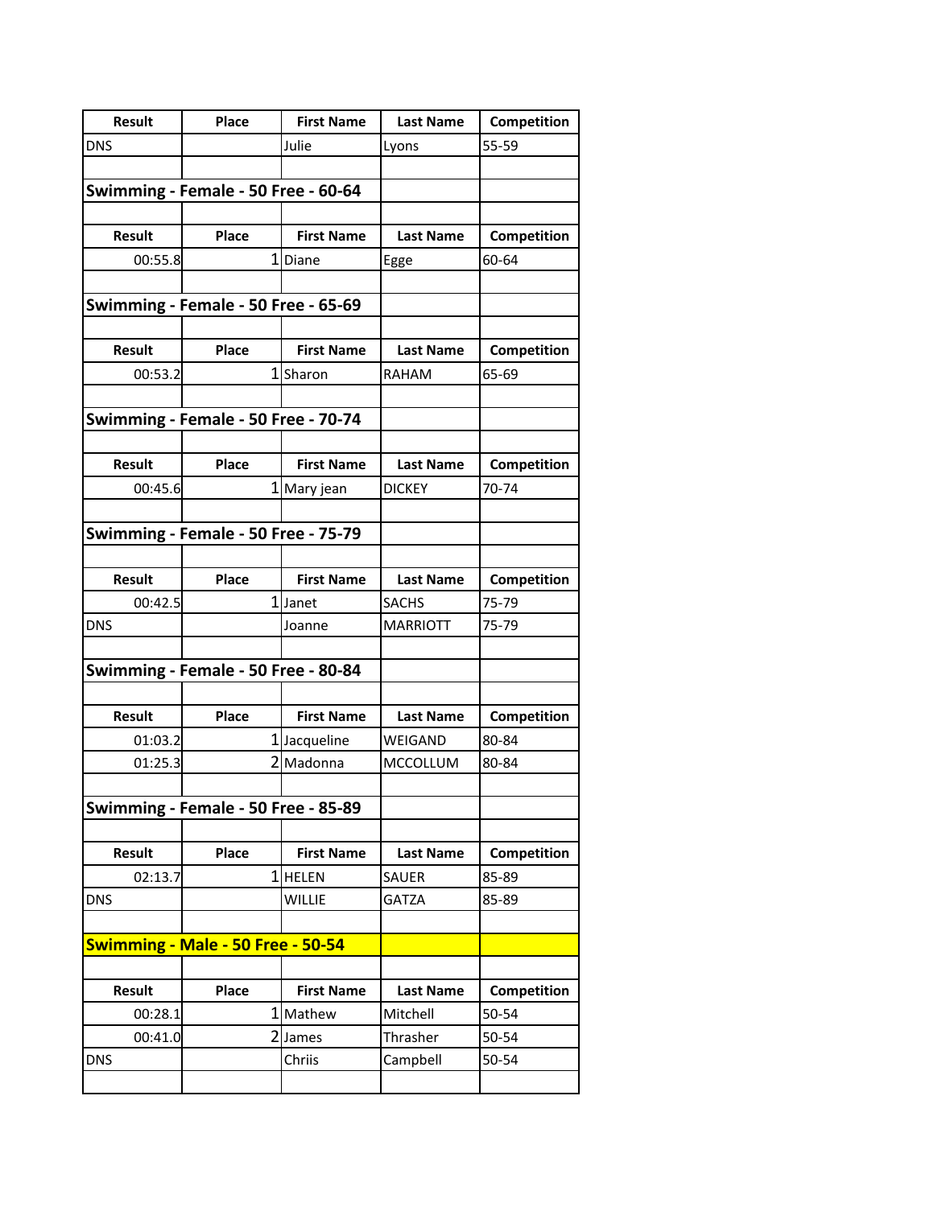| Result | Place | First Name | Last Name | Competition |
|---|---|---|---|---|
| DNS | | Julie | Lyons | 55-59 |

## Swimming - Female - 50 Free - 60-64

| Result | Place | First Name | Last Name | Competition |
|---|---|---|---|---|
| 00:55.8 | 1 | Diane | Egge | 60-64 |

## Swimming - Female - 50 Free - 65-69

| Result | Place | First Name | Last Name | Competition |
|---|---|---|---|---|
| 00:53.2 | 1 | Sharon | RAHAM | 65-69 |

## Swimming - Female - 50 Free - 70-74

| Result | Place | First Name | Last Name | Competition |
|---|---|---|---|---|
| 00:45.6 | 1 | Mary jean | DICKEY | 70-74 |

## Swimming - Female - 50 Free - 75-79

| Result | Place | First Name | Last Name | Competition |
|---|---|---|---|---|
| 00:42.5 | 1 | Janet | SACHS | 75-79 |
| DNS | | Joanne | MARRIOTT | 75-79 |

## Swimming - Female - 50 Free - 80-84

| Result | Place | First Name | Last Name | Competition |
|---|---|---|---|---|
| 01:03.2 | 1 | Jacqueline | WEIGAND | 80-84 |
| 01:25.3 | 2 | Madonna | MCCOLLUM | 80-84 |

## Swimming - Female - 50 Free - 85-89

| Result | Place | First Name | Last Name | Competition |
|---|---|---|---|---|
| 02:13.7 | 1 | HELEN | SAUER | 85-89 |
| DNS | | WILLIE | GATZA | 85-89 |

## Swimming - Male - 50 Free - 50-54

| Result | Place | First Name | Last Name | Competition |
|---|---|---|---|---|
| 00:28.1 | 1 | Mathew | Mitchell | 50-54 |
| 00:41.0 | 2 | James | Thrasher | 50-54 |
| DNS | | Chriis | Campbell | 50-54 |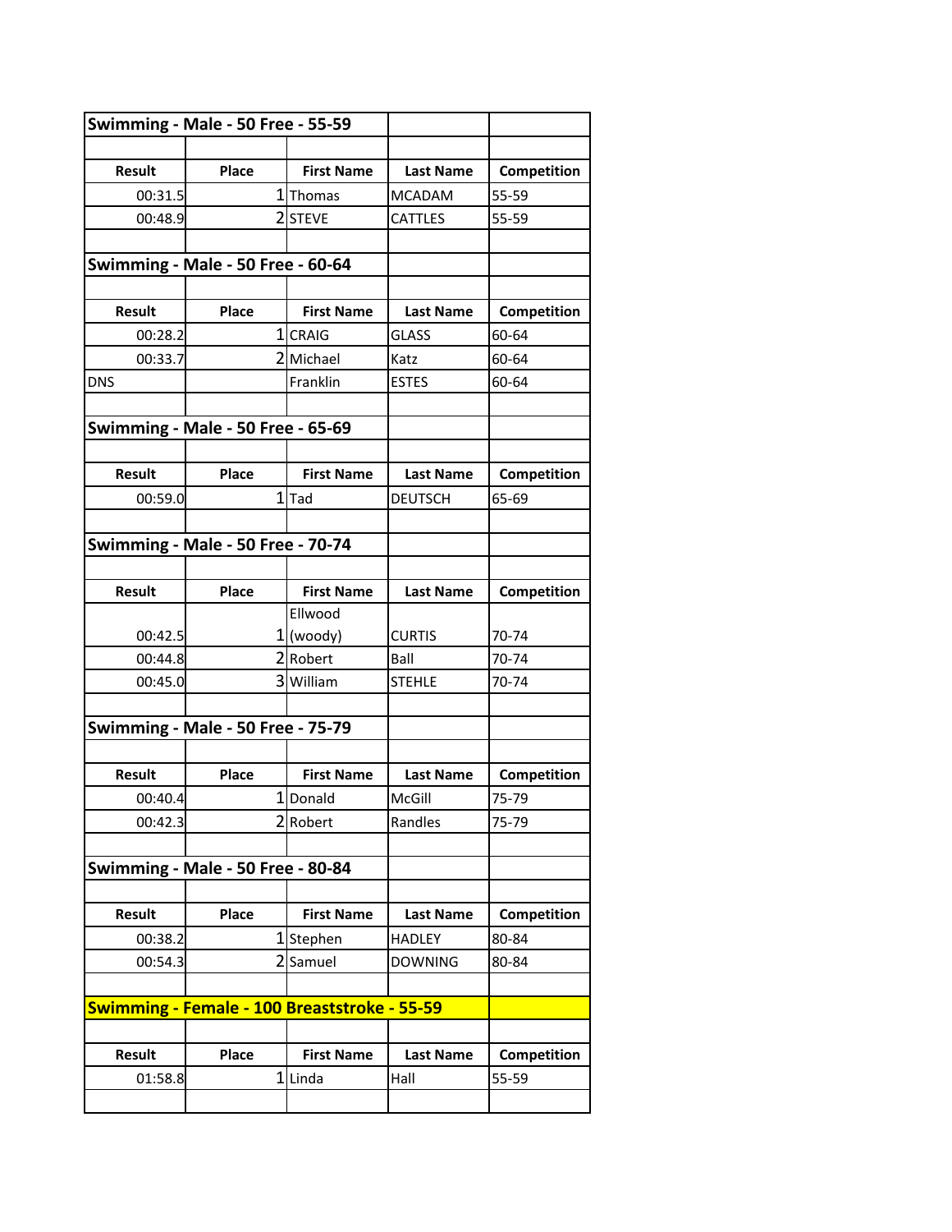## Swimming - Male - 50 Free - 55-59

| Result | Place | First Name | Last Name | Competition |
|---|---|---|---|---|
| 00:31.5 | 1 | Thomas | MCADAM | 55-59 |
| 00:48.9 | 2 | STEVE | CATTLES | 55-59 |

## Swimming - Male - 50 Free - 60-64

| Result | Place | First Name | Last Name | Competition |
|---|---|---|---|---|
| 00:28.2 | 1 | CRAIG | GLASS | 60-64 |
| 00:33.7 | 2 | Michael | Katz | 60-64 |
| DNS | | Franklin | ESTES | 60-64 |

## Swimming - Male - 50 Free - 65-69

| Result | Place | First Name | Last Name | Competition |
|---|---|---|---|---|
| 00:59.0 | 1 | Tad | DEUTSCH | 65-69 |

## Swimming - Male - 50 Free - 70-74

| Result | Place | First Name | Last Name | Competition |
|---|---|---|---|---|
| 00:42.5 | 1 | Ellwood (woody) | CURTIS | 70-74 |
| 00:44.8 | 2 | Robert | Ball | 70-74 |
| 00:45.0 | 3 | William | STEHLE | 70-74 |

## Swimming - Male - 50 Free - 75-79

| Result | Place | First Name | Last Name | Competition |
|---|---|---|---|---|
| 00:40.4 | 1 | Donald | McGill | 75-79 |
| 00:42.3 | 2 | Robert | Randles | 75-79 |

## Swimming - Male - 50 Free - 80-84

| Result | Place | First Name | Last Name | Competition |
|---|---|---|---|---|
| 00:38.2 | 1 | Stephen | HADLEY | 80-84 |
| 00:54.3 | 2 | Samuel | DOWNING | 80-84 |

## Swimming - Female - 100 Breaststroke - 55-59

| Result | Place | First Name | Last Name | Competition |
|---|---|---|---|---|
| 01:58.8 | 1 | Linda | Hall | 55-59 |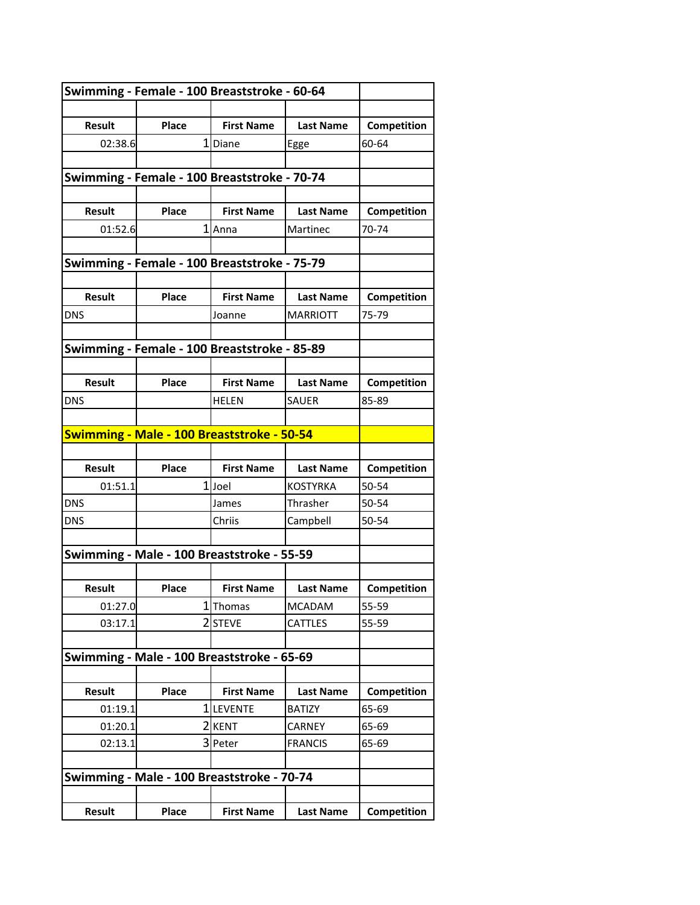## Swimming - Female - 100 Breaststroke - 60-64

| Result | Place | First Name | Last Name | Competition |
|---|---|---|---|---|
| 02:38.6 | 1 | Diane | Egge | 60-64 |

## Swimming - Female - 100 Breaststroke - 70-74

| Result | Place | First Name | Last Name | Competition |
|---|---|---|---|---|
| 01:52.6 | 1 | Anna | Martinec | 70-74 |

## Swimming - Female - 100 Breaststroke - 75-79

| Result | Place | First Name | Last Name | Competition |
|---|---|---|---|---|
| DNS | | Joanne | MARRIOTT | 75-79 |

## Swimming - Female - 100 Breaststroke - 85-89

| Result | Place | First Name | Last Name | Competition |
|---|---|---|---|---|
| DNS | | HELEN | SAUER | 85-89 |

## Swimming - Male - 100 Breaststroke - 50-54

| Result | Place | First Name | Last Name | Competition |
|---|---|---|---|---|
| 01:51.1 | 1 | Joel | KOSTYRKA | 50-54 |
| DNS | | James | Thrasher | 50-54 |
| DNS | | Chriis | Campbell | 50-54 |

## Swimming - Male - 100 Breaststroke - 55-59

| Result | Place | First Name | Last Name | Competition |
|---|---|---|---|---|
| 01:27.0 | 1 | Thomas | MCADAM | 55-59 |
| 03:17.1 | 2 | STEVE | CATTLES | 55-59 |

## Swimming - Male - 100 Breaststroke - 65-69

| Result | Place | First Name | Last Name | Competition |
|---|---|---|---|---|
| 01:19.1 | 1 | LEVENTE | BATIZY | 65-69 |
| 01:20.1 | 2 | KENT | CARNEY | 65-69 |
| 02:13.1 | 3 | Peter | FRANCIS | 65-69 |

## Swimming - Male - 100 Breaststroke - 70-74

| Result | Place | First Name | Last Name | Competition |
|---|---|---|---|---|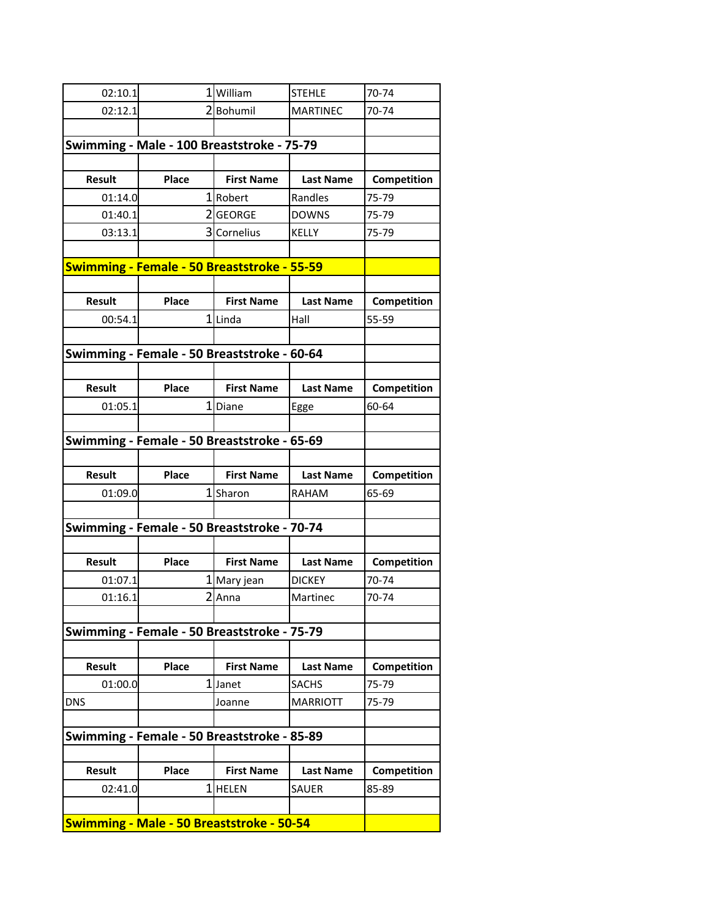| Result | Place | First Name | Last Name | Competition |
|---|---|---|---|---|
| 02:10.1 | 1 | William | STEHLE | 70-74 |
| 02:12.1 | 2 | Bohumil | MARTINEC | 70-74 |

## Swimming - Male - 100 Breaststroke - 75-79

| Result | Place | First Name | Last Name | Competition |
|---|---|---|---|---|
| 01:14.0 | 1 | Robert | Randles | 75-79 |
| 01:40.1 | 2 | GEORGE | DOWNS | 75-79 |
| 03:13.1 | 3 | Cornelius | KELLY | 75-79 |

## Swimming - Female - 50 Breaststroke - 55-59

| Result | Place | First Name | Last Name | Competition |
|---|---|---|---|---|
| 00:54.1 | 1 | Linda | Hall | 55-59 |

## Swimming - Female - 50 Breaststroke - 60-64

| Result | Place | First Name | Last Name | Competition |
|---|---|---|---|---|
| 01:05.1 | 1 | Diane | Egge | 60-64 |

## Swimming - Female - 50 Breaststroke - 65-69

| Result | Place | First Name | Last Name | Competition |
|---|---|---|---|---|
| 01:09.0 | 1 | Sharon | RAHAM | 65-69 |

## Swimming - Female - 50 Breaststroke - 70-74

| Result | Place | First Name | Last Name | Competition |
|---|---|---|---|---|
| 01:07.1 | 1 | Mary jean | DICKEY | 70-74 |
| 01:16.1 | 2 | Anna | Martinec | 70-74 |

## Swimming - Female - 50 Breaststroke - 75-79

| Result | Place | First Name | Last Name | Competition |
|---|---|---|---|---|
| 01:00.0 | 1 | Janet | SACHS | 75-79 |
| DNS | | Joanne | MARRIOTT | 75-79 |

## Swimming - Female - 50 Breaststroke - 85-89

| Result | Place | First Name | Last Name | Competition |
|---|---|---|---|---|
| 02:41.0 | 1 | HELEN | SAUER | 85-89 |

## Swimming - Male - 50 Breaststroke - 50-54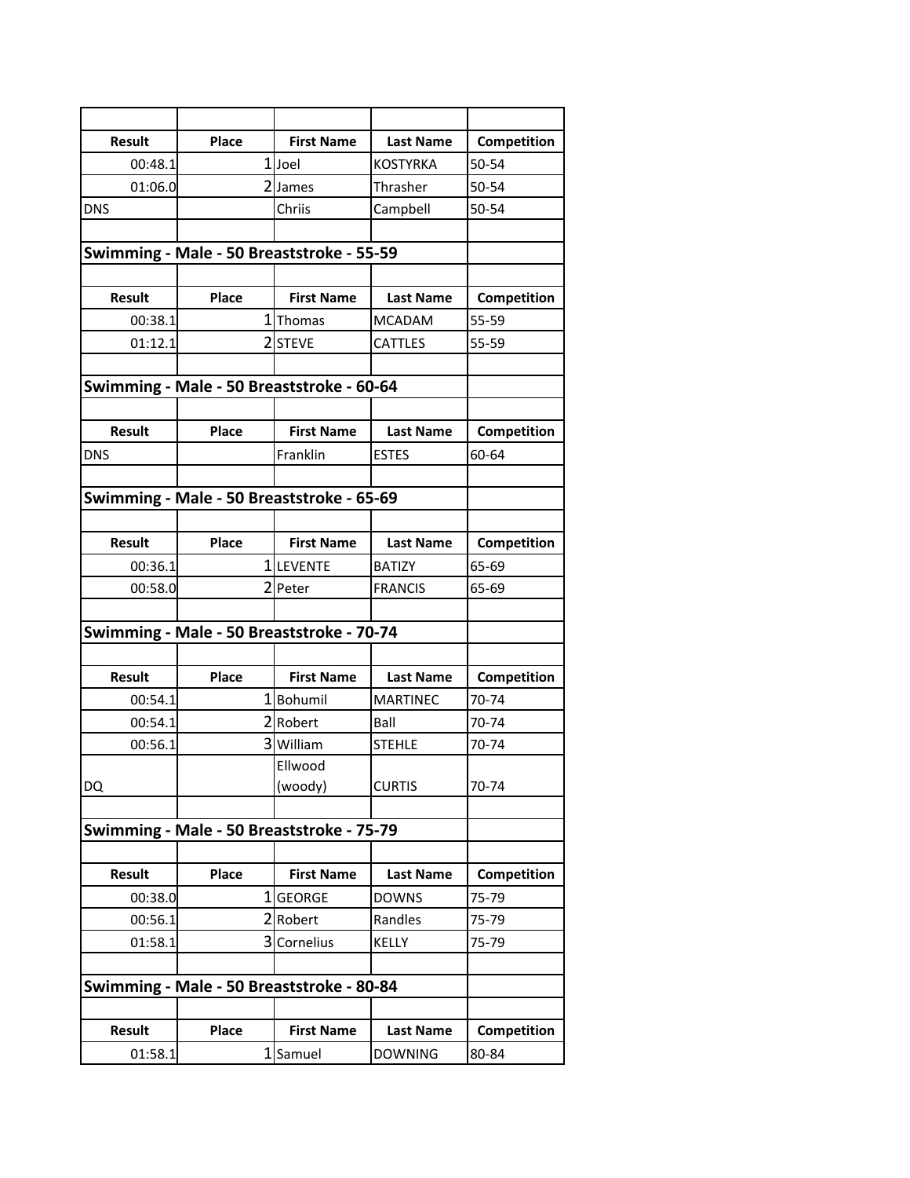| Result | Place | First Name | Last Name | Competition |
|---|---|---|---|---|
| 00:48.1 | 1 | Joel | KOSTYRKA | 50-54 |
| 01:06.0 | 2 | James | Thrasher | 50-54 |
| DNS | | Chriis | Campbell | 50-54 |

## Swimming - Male - 50 Breaststroke - 55-59

| Result | Place | First Name | Last Name | Competition |
|---|---|---|---|---|
| 00:38.1 | 1 | Thomas | MCADAM | 55-59 |
| 01:12.1 | 2 | STEVE | CATTLES | 55-59 |

## Swimming - Male - 50 Breaststroke - 60-64

| Result | Place | First Name | Last Name | Competition |
|---|---|---|---|---|
| DNS | | Franklin | ESTES | 60-64 |

## Swimming - Male - 50 Breaststroke - 65-69

| Result | Place | First Name | Last Name | Competition |
|---|---|---|---|---|
| 00:36.1 | 1 | LEVENTE | BATIZY | 65-69 |
| 00:58.0 | 2 | Peter | FRANCIS | 65-69 |

## Swimming - Male - 50 Breaststroke - 70-74

| Result | Place | First Name | Last Name | Competition |
|---|---|---|---|---|
| 00:54.1 | 1 | Bohumil | MARTINEC | 70-74 |
| 00:54.1 | 2 | Robert | Ball | 70-74 |
| 00:56.1 | 3 | William | STEHLE | 70-74 |
| DQ | | Ellwood (woody) | CURTIS | 70-74 |

## Swimming - Male - 50 Breaststroke - 75-79

| Result | Place | First Name | Last Name | Competition |
|---|---|---|---|---|
| 00:38.0 | 1 | GEORGE | DOWNS | 75-79 |
| 00:56.1 | 2 | Robert | Randles | 75-79 |
| 01:58.1 | 3 | Cornelius | KELLY | 75-79 |

## Swimming - Male - 50 Breaststroke - 80-84

| Result | Place | First Name | Last Name | Competition |
|---|---|---|---|---|
| 01:58.1 | 1 | Samuel | DOWNING | 80-84 |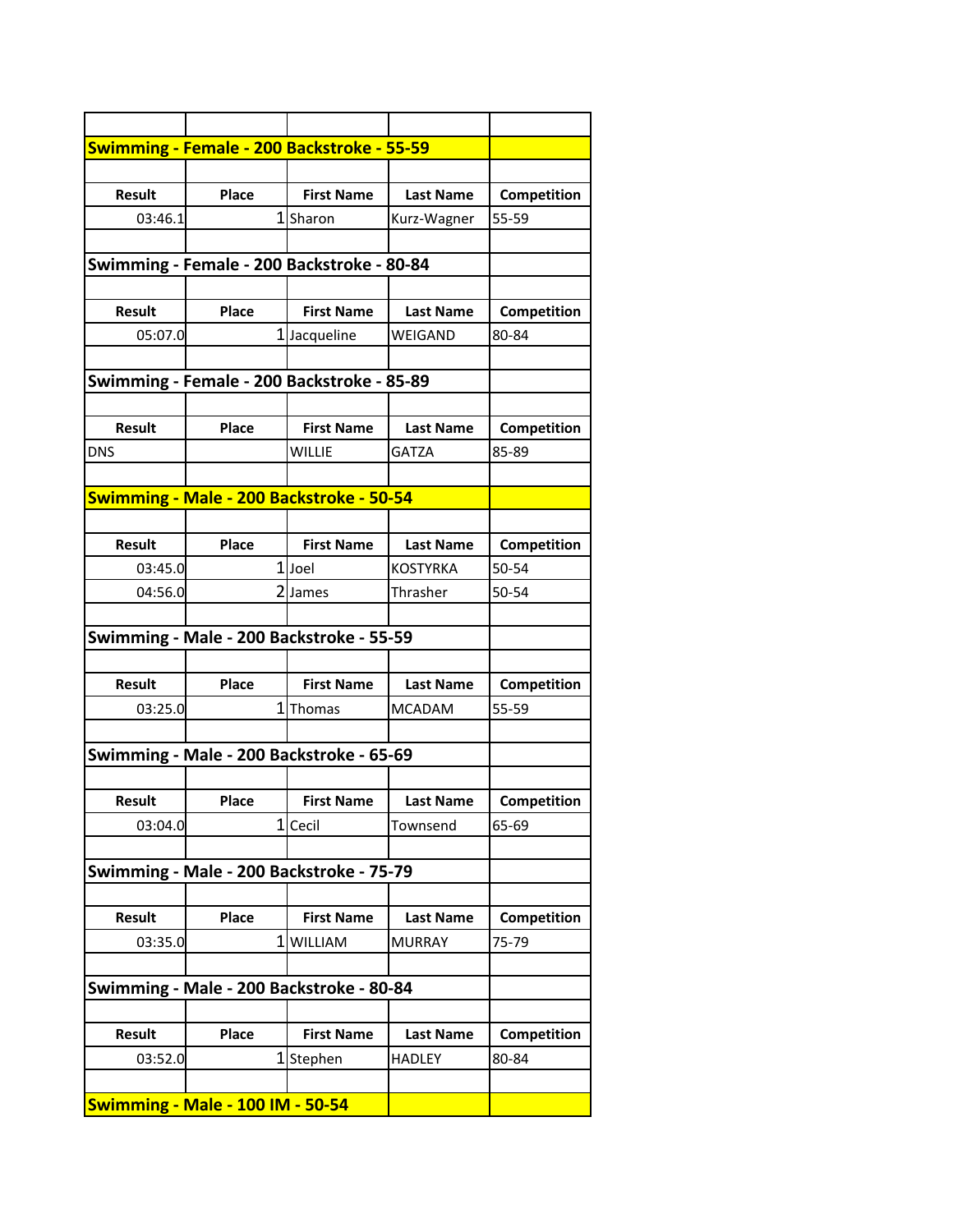## Swimming - Female - 200 Backstroke - 55-59

| Result | Place | First Name | Last Name | Competition |
|---|---|---|---|---|
| 03:46.1 | 1 | Sharon | Kurz-Wagner | 55-59 |

### Swimming - Female - 200 Backstroke - 80-84

| Result | Place | First Name | Last Name | Competition |
|---|---|---|---|---|
| 05:07.0 | 1 | Jacqueline | WEIGAND | 80-84 |

### Swimming - Female - 200 Backstroke - 85-89

| Result | Place | First Name | Last Name | Competition |
|---|---|---|---|---|
| DNS | | WILLIE | GATZA | 85-89 |

## Swimming - Male - 200 Backstroke - 50-54

| Result | Place | First Name | Last Name | Competition |
|---|---|---|---|---|
| 03:45.0 | 1 | Joel | KOSTYRKA | 50-54 |
| 04:56.0 | 2 | James | Thrasher | 50-54 |

### Swimming - Male - 200 Backstroke - 55-59

| Result | Place | First Name | Last Name | Competition |
|---|---|---|---|---|
| 03:25.0 | 1 | Thomas | MCADAM | 55-59 |

### Swimming - Male - 200 Backstroke - 65-69

| Result | Place | First Name | Last Name | Competition |
|---|---|---|---|---|
| 03:04.0 | 1 | Cecil | Townsend | 65-69 |

### Swimming - Male - 200 Backstroke - 75-79

| Result | Place | First Name | Last Name | Competition |
|---|---|---|---|---|
| 03:35.0 | 1 | WILLIAM | MURRAY | 75-79 |

### Swimming - Male - 200 Backstroke - 80-84

| Result | Place | First Name | Last Name | Competition |
|---|---|---|---|---|
| 03:52.0 | 1 | Stephen | HADLEY | 80-84 |

## Swimming - Male - 100 IM - 50-54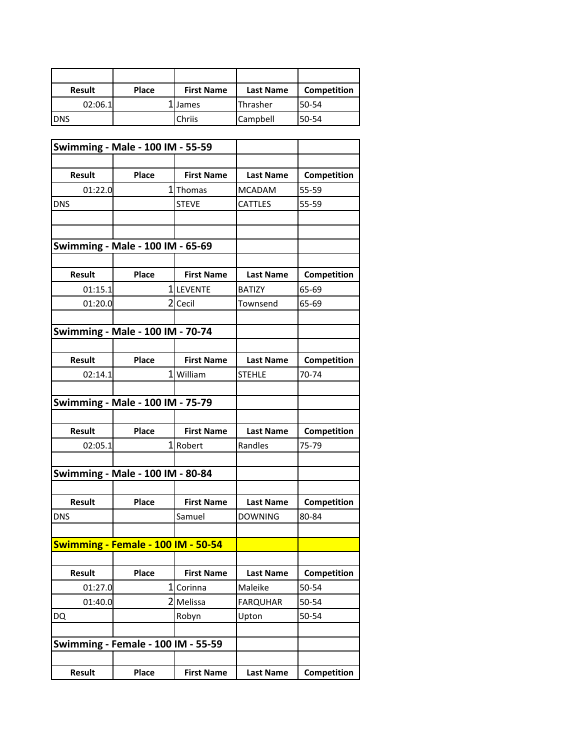| Result | Place | First Name | Last Name | Competition |
|---|---|---|---|---|
| 02:06.1 | 1 | James | Thrasher | 50-54 |
| DNS | | Chriis | Campbell | 50-54 |

## Swimming - Male - 100 IM - 55-59

| Result | Place | First Name | Last Name | Competition |
|---|---|---|---|---|
| 01:22.0 | 1 | Thomas | MCADAM | 55-59 |
| DNS | | STEVE | CATTLES | 55-59 |

## Swimming - Male - 100 IM - 65-69

| Result | Place | First Name | Last Name | Competition |
|---|---|---|---|---|
| 01:15.1 | 1 | LEVENTE | BATIZY | 65-69 |
| 01:20.0 | 2 | Cecil | Townsend | 65-69 |

## Swimming - Male - 100 IM - 70-74

| Result | Place | First Name | Last Name | Competition |
|---|---|---|---|---|
| 02:14.1 | 1 | William | STEHLE | 70-74 |

## Swimming - Male - 100 IM - 75-79

| Result | Place | First Name | Last Name | Competition |
|---|---|---|---|---|
| 02:05.1 | 1 | Robert | Randles | 75-79 |

## Swimming - Male - 100 IM - 80-84

| Result | Place | First Name | Last Name | Competition |
|---|---|---|---|---|
| DNS | | Samuel | DOWNING | 80-84 |

## Swimming - Female - 100 IM - 50-54

| Result | Place | First Name | Last Name | Competition |
|---|---|---|---|---|
| 01:27.0 | 1 | Corinna | Maleike | 50-54 |
| 01:40.0 | 2 | Melissa | FARQUHAR | 50-54 |
| DQ | | Robyn | Upton | 50-54 |

## Swimming - Female - 100 IM - 55-59

| Result | Place | First Name | Last Name | Competition |
|---|---|---|---|---|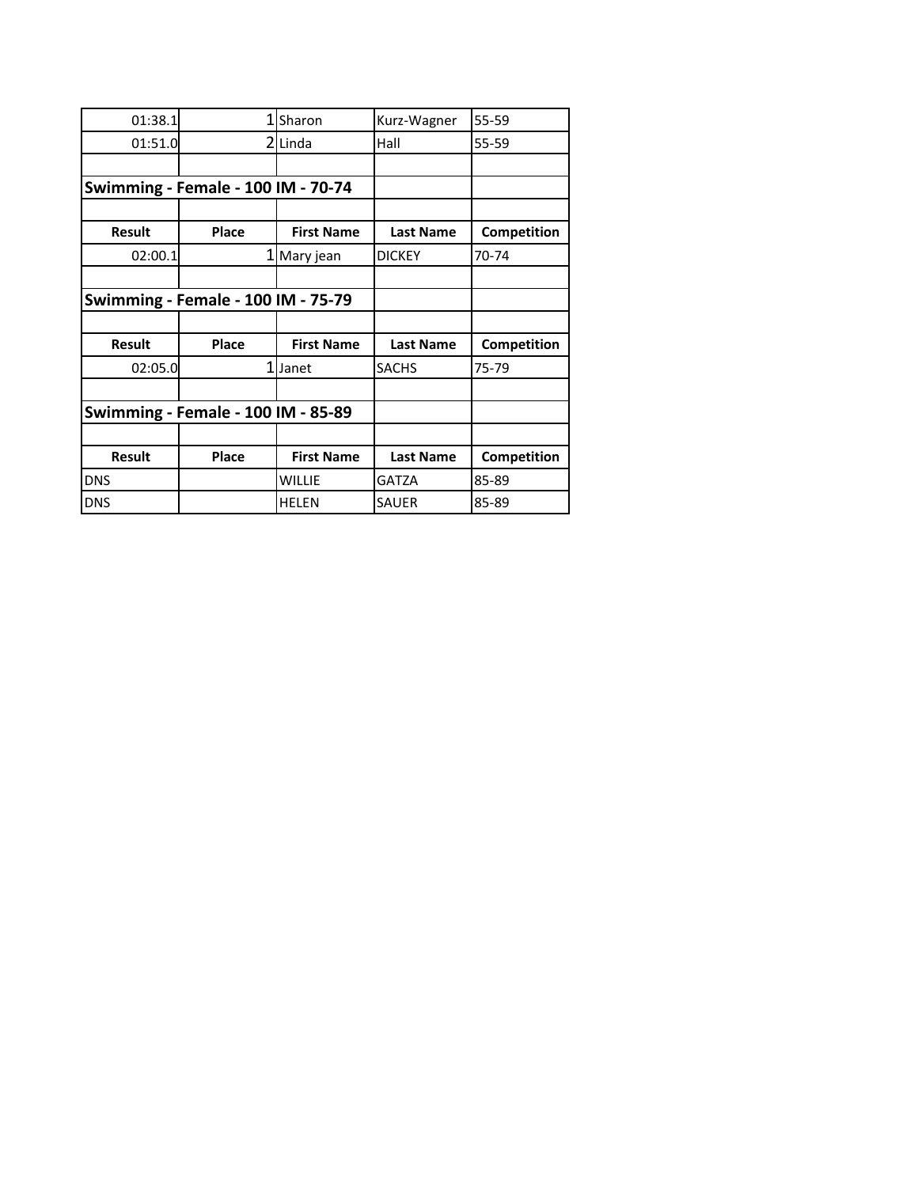| | | | | |
|---|---|---|---|---|
| 01:38.1 | 1 | Sharon | Kurz-Wagner | 55-59 |
| 01:51.0 | 2 | Linda | Hall | 55-59 |

## Swimming - Female - 100 IM - 70-74

| Result | Place | First Name | Last Name | Competition |
|---|---|---|---|---|
| 02:00.1 | 1 | Mary jean | DICKEY | 70-74 |

## Swimming - Female - 100 IM - 75-79

| Result | Place | First Name | Last Name | Competition |
|---|---|---|---|---|
| 02:05.0 | 1 | Janet | SACHS | 75-79 |

## Swimming - Female - 100 IM - 85-89

| Result | Place | First Name | Last Name | Competition |
|---|---|---|---|---|
| DNS | | WILLIE | GATZA | 85-89 |
| DNS | | HELEN | SAUER | 85-89 |